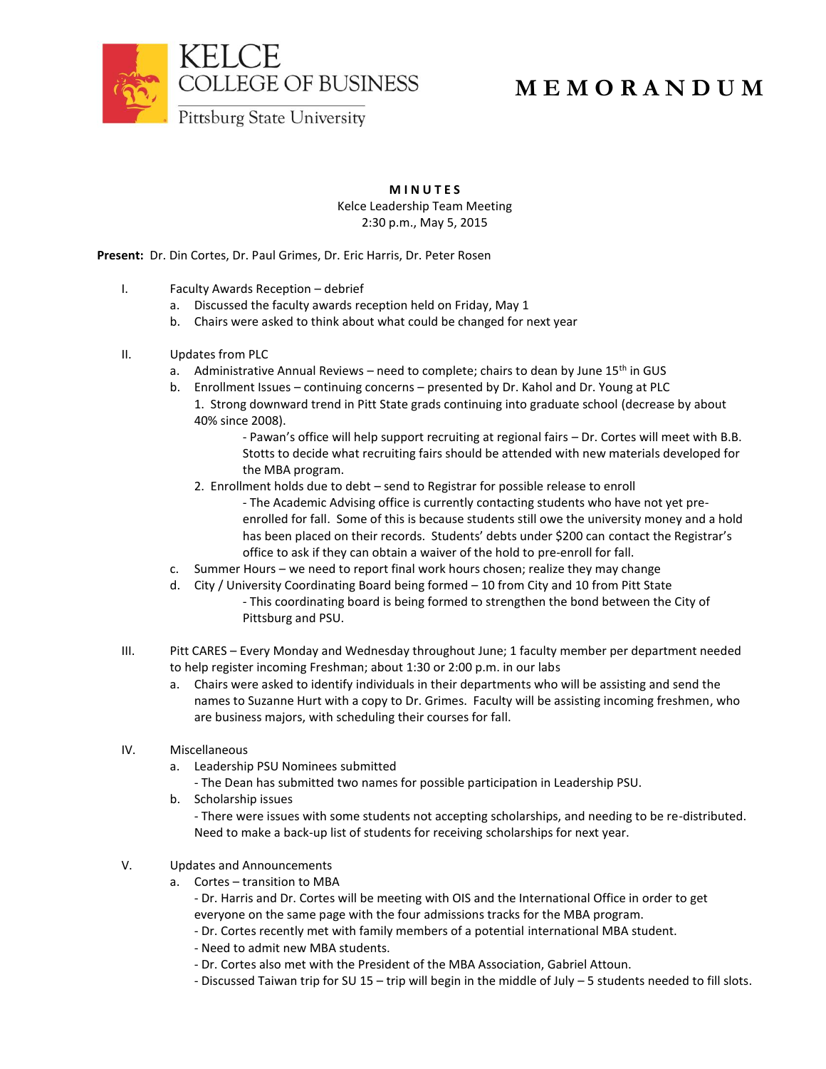KELCE
COLLEGE OF BUSINESS
Pittsburg State University

# MEMORANDUM

**MINUTES**
Kelce Leadership Team Meeting
2:30 p.m., May 5, 2015

**Present:** Dr. Din Cortes, Dr. Paul Grimes, Dr. Eric Harris, Dr. Peter Rosen

I. Faculty Awards Reception – debrief
   a. Discussed the faculty awards reception held on Friday, May 1
   b. Chairs were asked to think about what could be changed for next year

II. Updates from PLC
   a. Administrative Annual Reviews – need to complete; chairs to dean by June 15th in GUS
   b. Enrollment Issues – continuing concerns – presented by Dr. Kahol and Dr. Young at PLC
      1. Strong downward trend in Pitt State grads continuing into graduate school (decrease by about 40% since 2008).
         - Pawan's office will help support recruiting at regional fairs – Dr. Cortes will meet with B.B. Stotts to decide what recruiting fairs should be attended with new materials developed for the MBA program.
      2. Enrollment holds due to debt – send to Registrar for possible release to enroll
         - The Academic Advising office is currently contacting students who have not yet pre-enrolled for fall. Some of this is because students still owe the university money and a hold has been placed on their records. Students' debts under $200 can contact the Registrar's office to ask if they can obtain a waiver of the hold to pre-enroll for fall.
   c. Summer Hours – we need to report final work hours chosen; realize they may change
   d. City / University Coordinating Board being formed – 10 from City and 10 from Pitt State
      - This coordinating board is being formed to strengthen the bond between the City of Pittsburg and PSU.

III. Pitt CARES – Every Monday and Wednesday throughout June; 1 faculty member per department needed to help register incoming Freshman; about 1:30 or 2:00 p.m. in our labs
   a. Chairs were asked to identify individuals in their departments who will be assisting and send the names to Suzanne Hurt with a copy to Dr. Grimes. Faculty will be assisting incoming freshmen, who are business majors, with scheduling their courses for fall.

IV. Miscellaneous
   a. Leadership PSU Nominees submitted
      - The Dean has submitted two names for possible participation in Leadership PSU.
   b. Scholarship issues
      - There were issues with some students not accepting scholarships, and needing to be re-distributed. Need to make a back-up list of students for receiving scholarships for next year.

V. Updates and Announcements
   a. Cortes – transition to MBA
      - Dr. Harris and Dr. Cortes will be meeting with OIS and the International Office in order to get everyone on the same page with the four admissions tracks for the MBA program.
      - Dr. Cortes recently met with family members of a potential international MBA student.
      - Need to admit new MBA students.
      - Dr. Cortes also met with the President of the MBA Association, Gabriel Attoun.
      - Discussed Taiwan trip for SU 15 – trip will begin in the middle of July – 5 students needed to fill slots.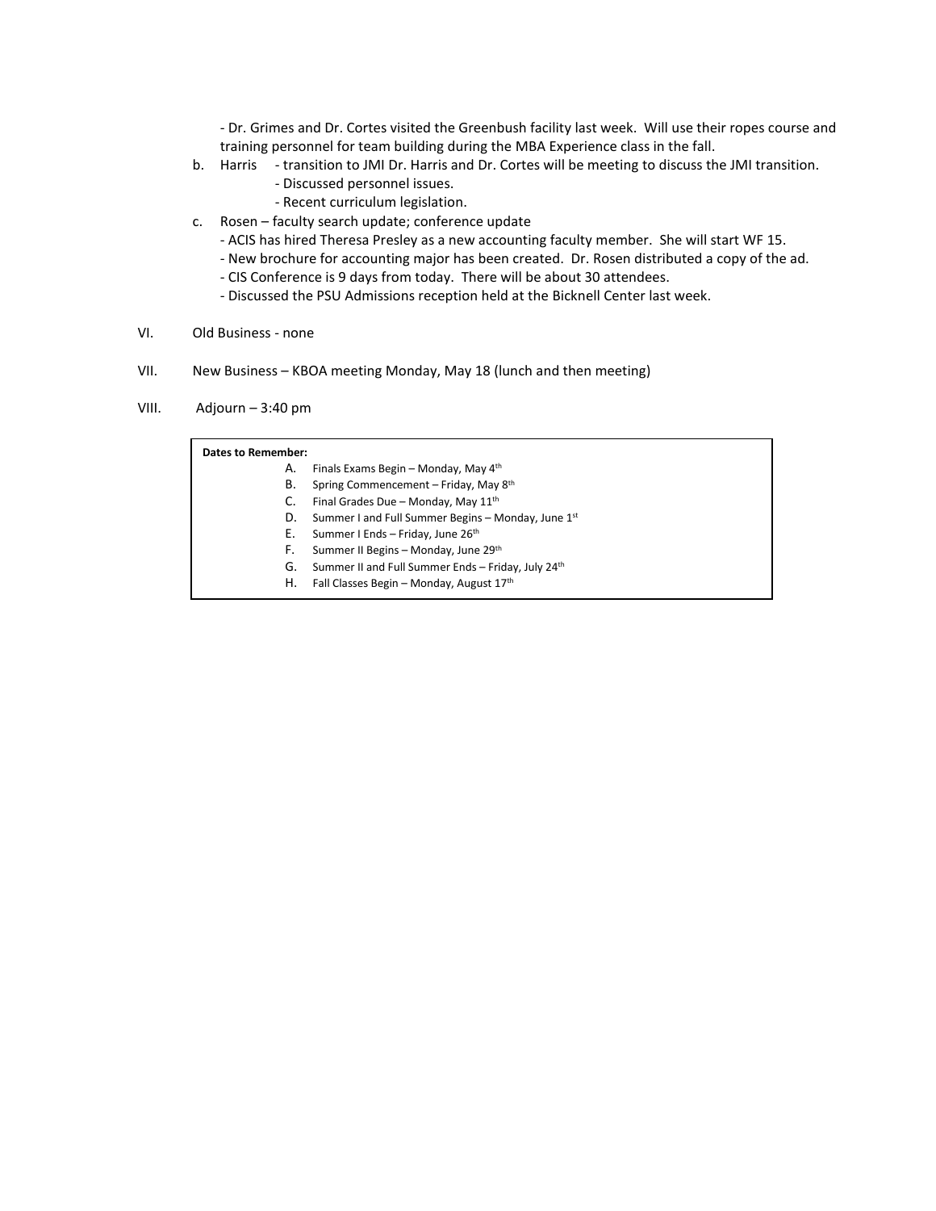- Dr. Grimes and Dr. Cortes visited the Greenbush facility last week. Will use their ropes course and training personnel for team building during the MBA Experience class in the fall.

b. Harris - transition to JMI Dr. Harris and Dr. Cortes will be meeting to discuss the JMI transition.
   - Discussed personnel issues.
   - Recent curriculum legislation.

c. Rosen – faculty search update; conference update
   - ACIS has hired Theresa Presley as a new accounting faculty member. She will start WF 15.
   - New brochure for accounting major has been created. Dr. Rosen distributed a copy of the ad.
   - CIS Conference is 9 days from today. There will be about 30 attendees.
   - Discussed the PSU Admissions reception held at the Bicknell Center last week.

VI. Old Business - none

VII. New Business – KBOA meeting Monday, May 18 (lunch and then meeting)

VIII. Adjourn – 3:40 pm

**Dates to Remember:**

A. Finals Exams Begin – Monday, May 4th
B. Spring Commencement – Friday, May 8th
C. Final Grades Due – Monday, May 11th
D. Summer I and Full Summer Begins – Monday, June 1st
E. Summer I Ends – Friday, June 26th
F. Summer II Begins – Monday, June 29th
G. Summer II and Full Summer Ends – Friday, July 24th
H. Fall Classes Begin – Monday, August 17th